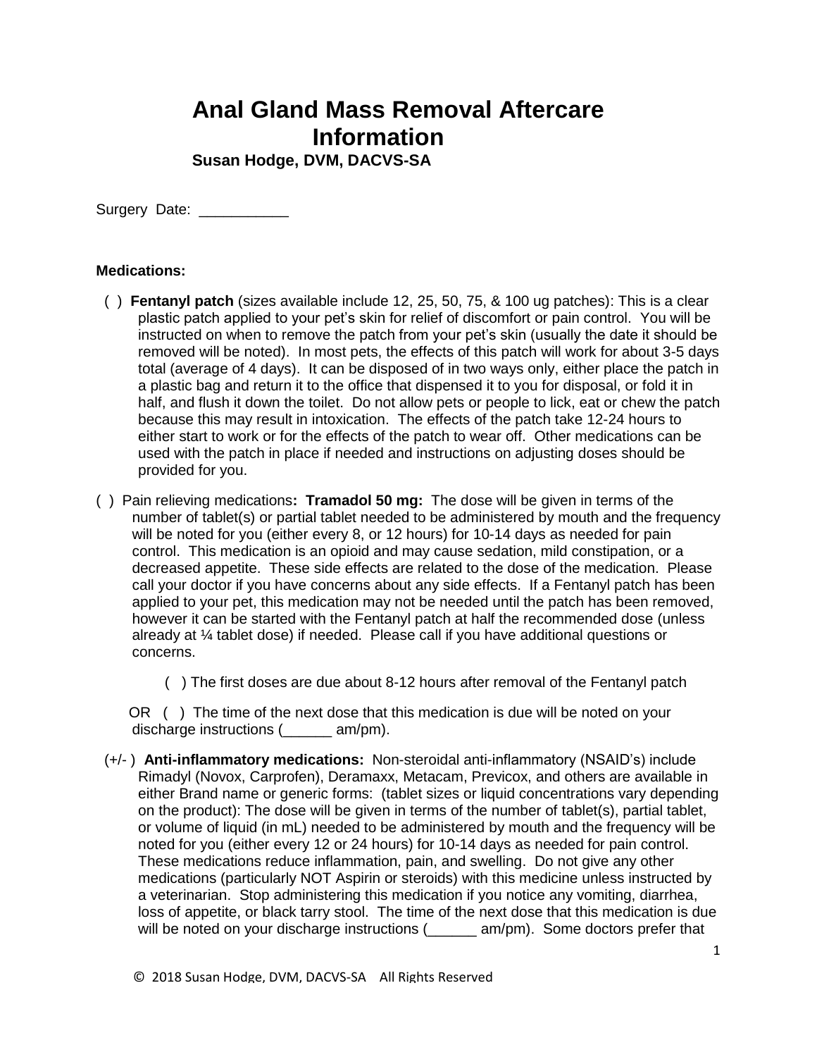# Anal Gland Mass Removal Aftercare Information

**Susan Hodge, DVM, DACVS-SA**

Surgery Date: ___________

**Medications:**

( ) **Fentanyl patch** (sizes available include 12, 25, 50, 75, & 100 ug patches): This is a clear plastic patch applied to your pet's skin for relief of discomfort or pain control. You will be instructed on when to remove the patch from your pet's skin (usually the date it should be removed will be noted). In most pets, the effects of this patch will work for about 3-5 days total (average of 4 days). It can be disposed of in two ways only, either place the patch in a plastic bag and return it to the office that dispensed it to you for disposal, or fold it in half, and flush it down the toilet. Do not allow pets or people to lick, eat or chew the patch because this may result in intoxication. The effects of the patch take 12-24 hours to either start to work or for the effects of the patch to wear off. Other medications can be used with the patch in place if needed and instructions on adjusting doses should be provided for you.

( ) Pain relieving medications**: Tramadol 50 mg:** The dose will be given in terms of the number of tablet(s) or partial tablet needed to be administered by mouth and the frequency will be noted for you (either every 8, or 12 hours) for 10-14 days as needed for pain control. This medication is an opioid and may cause sedation, mild constipation, or a decreased appetite. These side effects are related to the dose of the medication. Please call your doctor if you have concerns about any side effects. If a Fentanyl patch has been applied to your pet, this medication may not be needed until the patch has been removed, however it can be started with the Fentanyl patch at half the recommended dose (unless already at ¼ tablet dose) if needed. Please call if you have additional questions or concerns.

( ) The first doses are due about 8-12 hours after removal of the Fentanyl patch

OR ( ) The time of the next dose that this medication is due will be noted on your discharge instructions (______ am/pm).

(+/- ) **Anti-inflammatory medications:** Non-steroidal anti-inflammatory (NSAID's) include Rimadyl (Novox, Carprofen), Deramaxx, Metacam, Previcox, and others are available in either Brand name or generic forms: (tablet sizes or liquid concentrations vary depending on the product): The dose will be given in terms of the number of tablet(s), partial tablet, or volume of liquid (in mL) needed to be administered by mouth and the frequency will be noted for you (either every 12 or 24 hours) for 10-14 days as needed for pain control. These medications reduce inflammation, pain, and swelling. Do not give any other medications (particularly NOT Aspirin or steroids) with this medicine unless instructed by a veterinarian. Stop administering this medication if you notice any vomiting, diarrhea, loss of appetite, or black tarry stool. The time of the next dose that this medication is due will be noted on your discharge instructions (______ am/pm). Some doctors prefer that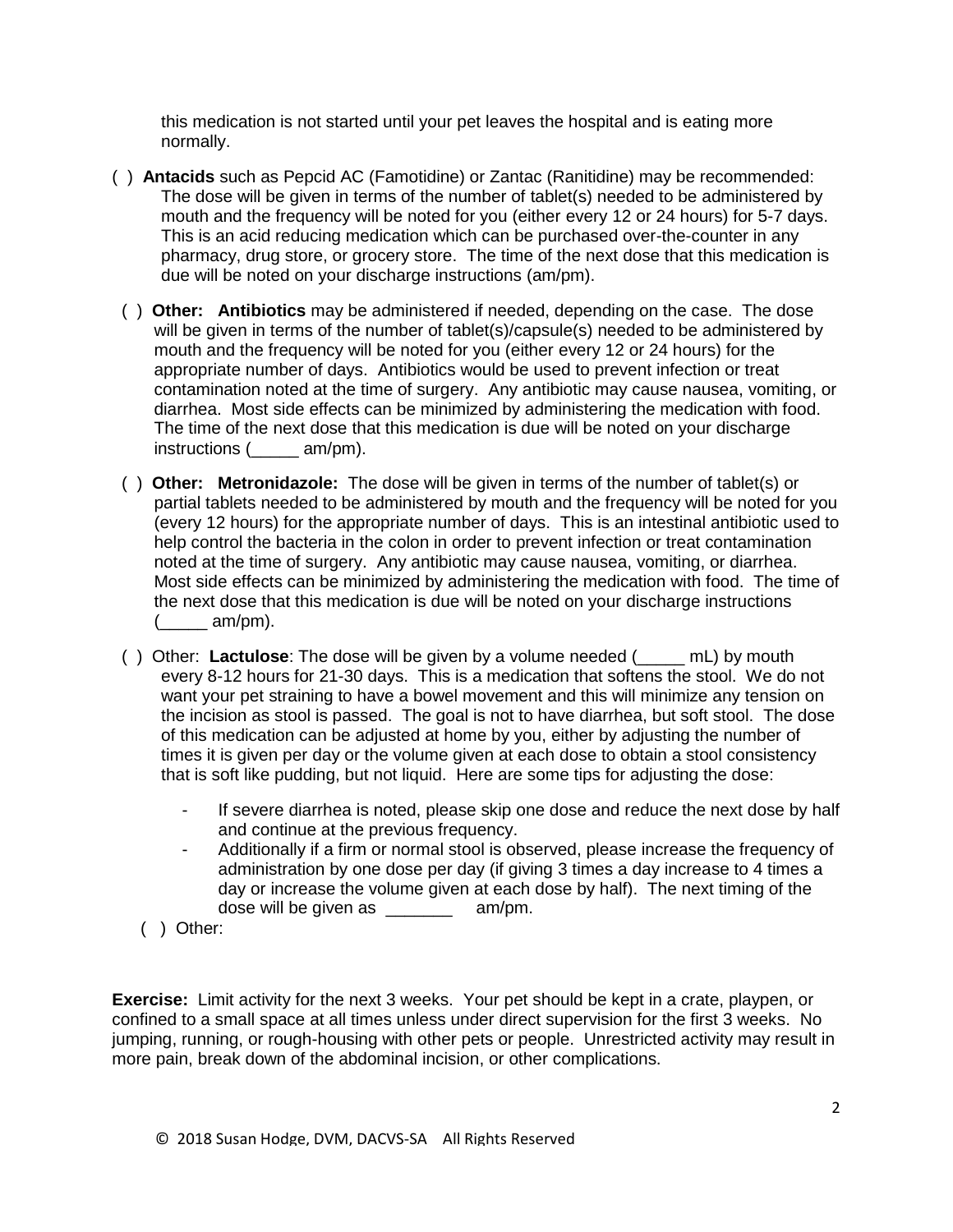this medication is not started until your pet leaves the hospital and is eating more normally.

( ) **Antacids** such as Pepcid AC (Famotidine) or Zantac (Ranitidine) may be recommended: The dose will be given in terms of the number of tablet(s) needed to be administered by mouth and the frequency will be noted for you (either every 12 or 24 hours) for 5-7 days. This is an acid reducing medication which can be purchased over-the-counter in any pharmacy, drug store, or grocery store. The time of the next dose that this medication is due will be noted on your discharge instructions (am/pm).

( ) **Other: Antibiotics** may be administered if needed, depending on the case. The dose will be given in terms of the number of tablet(s)/capsule(s) needed to be administered by mouth and the frequency will be noted for you (either every 12 or 24 hours) for the appropriate number of days. Antibiotics would be used to prevent infection or treat contamination noted at the time of surgery. Any antibiotic may cause nausea, vomiting, or diarrhea. Most side effects can be minimized by administering the medication with food. The time of the next dose that this medication is due will be noted on your discharge instructions (_____ am/pm).

( ) **Other: Metronidazole:** The dose will be given in terms of the number of tablet(s) or partial tablets needed to be administered by mouth and the frequency will be noted for you (every 12 hours) for the appropriate number of days. This is an intestinal antibiotic used to help control the bacteria in the colon in order to prevent infection or treat contamination noted at the time of surgery. Any antibiotic may cause nausea, vomiting, or diarrhea. Most side effects can be minimized by administering the medication with food. The time of the next dose that this medication is due will be noted on your discharge instructions (_____ am/pm).

( ) Other: **Lactulose**: The dose will be given by a volume needed (_____ mL) by mouth every 8-12 hours for 21-30 days. This is a medication that softens the stool. We do not want your pet straining to have a bowel movement and this will minimize any tension on the incision as stool is passed. The goal is not to have diarrhea, but soft stool. The dose of this medication can be adjusted at home by you, either by adjusting the number of times it is given per day or the volume given at each dose to obtain a stool consistency that is soft like pudding, but not liquid. Here are some tips for adjusting the dose:

- If severe diarrhea is noted, please skip one dose and reduce the next dose by half and continue at the previous frequency.
- Additionally if a firm or normal stool is observed, please increase the frequency of administration by one dose per day (if giving 3 times a day increase to 4 times a day or increase the volume given at each dose by half). The next timing of the dose will be given as _______ am/pm.

( ) Other:

**Exercise:** Limit activity for the next 3 weeks. Your pet should be kept in a crate, playpen, or confined to a small space at all times unless under direct supervision for the first 3 weeks. No jumping, running, or rough-housing with other pets or people. Unrestricted activity may result in more pain, break down of the abdominal incision, or other complications.

© 2018 Susan Hodge, DVM, DACVS-SA All Rights Reserved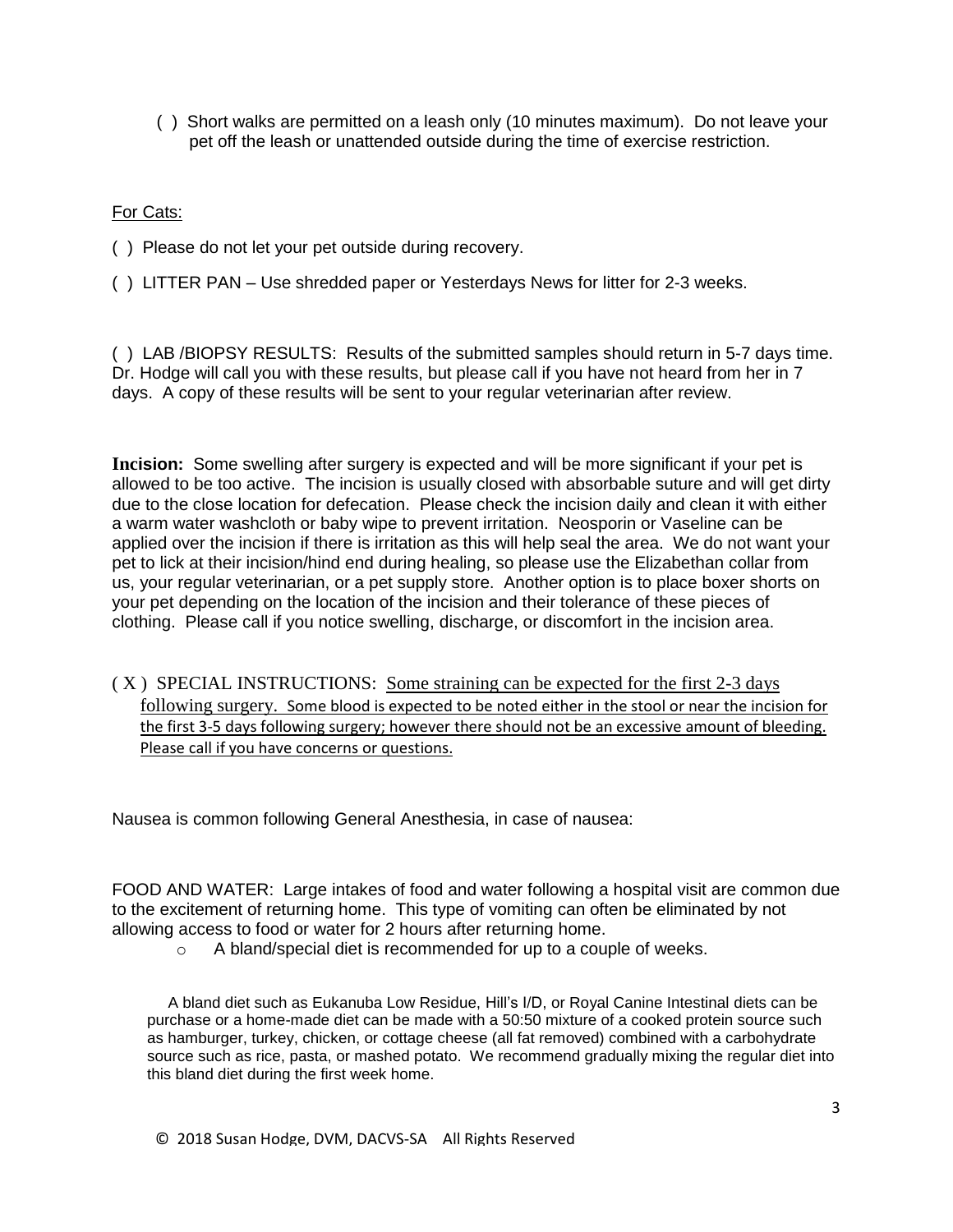( ) Short walks are permitted on a leash only (10 minutes maximum). Do not leave your pet off the leash or unattended outside during the time of exercise restriction.

For Cats:

( ) Please do not let your pet outside during recovery.

( ) LITTER PAN – Use shredded paper or Yesterdays News for litter for 2-3 weeks.

( ) LAB /BIOPSY RESULTS: Results of the submitted samples should return in 5-7 days time. Dr. Hodge will call you with these results, but please call if you have not heard from her in 7 days. A copy of these results will be sent to your regular veterinarian after review.

**Incision:** Some swelling after surgery is expected and will be more significant if your pet is allowed to be too active. The incision is usually closed with absorbable suture and will get dirty due to the close location for defecation. Please check the incision daily and clean it with either a warm water washcloth or baby wipe to prevent irritation. Neosporin or Vaseline can be applied over the incision if there is irritation as this will help seal the area. We do not want your pet to lick at their incision/hind end during healing, so please use the Elizabethan collar from us, your regular veterinarian, or a pet supply store. Another option is to place boxer shorts on your pet depending on the location of the incision and their tolerance of these pieces of clothing. Please call if you notice swelling, discharge, or discomfort in the incision area.

( X ) SPECIAL INSTRUCTIONS: Some straining can be expected for the first 2-3 days following surgery. Some blood is expected to be noted either in the stool or near the incision for the first 3-5 days following surgery; however there should not be an excessive amount of bleeding. Please call if you have concerns or questions.

Nausea is common following General Anesthesia, in case of nausea:

FOOD AND WATER: Large intakes of food and water following a hospital visit are common due to the excitement of returning home. This type of vomiting can often be eliminated by not allowing access to food or water for 2 hours after returning home.

- A bland/special diet is recommended for up to a couple of weeks.

A bland diet such as Eukanuba Low Residue, Hill's I/D, or Royal Canine Intestinal diets can be purchase or a home-made diet can be made with a 50:50 mixture of a cooked protein source such as hamburger, turkey, chicken, or cottage cheese (all fat removed) combined with a carbohydrate source such as rice, pasta, or mashed potato. We recommend gradually mixing the regular diet into this bland diet during the first week home.

© 2018 Susan Hodge, DVM, DACVS-SA All Rights Reserved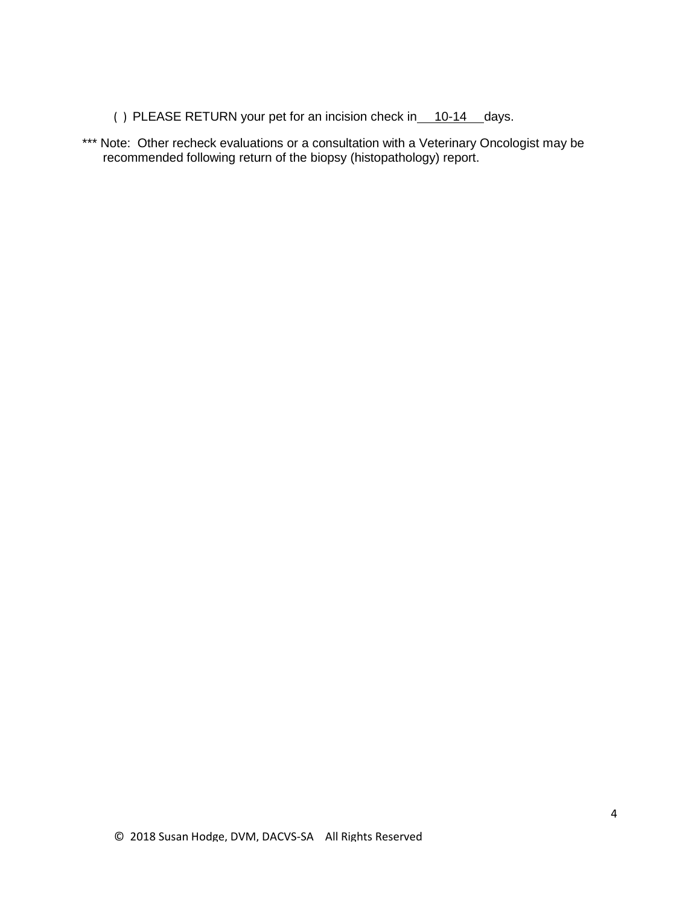( ) PLEASE RETURN your pet for an incision check in 10-14 days.

*** Note: Other recheck evaluations or a consultation with a Veterinary Oncologist may be recommended following return of the biopsy (histopathology) report.

© 2018 Susan Hodge, DVM, DACVS-SA All Rights Reserved